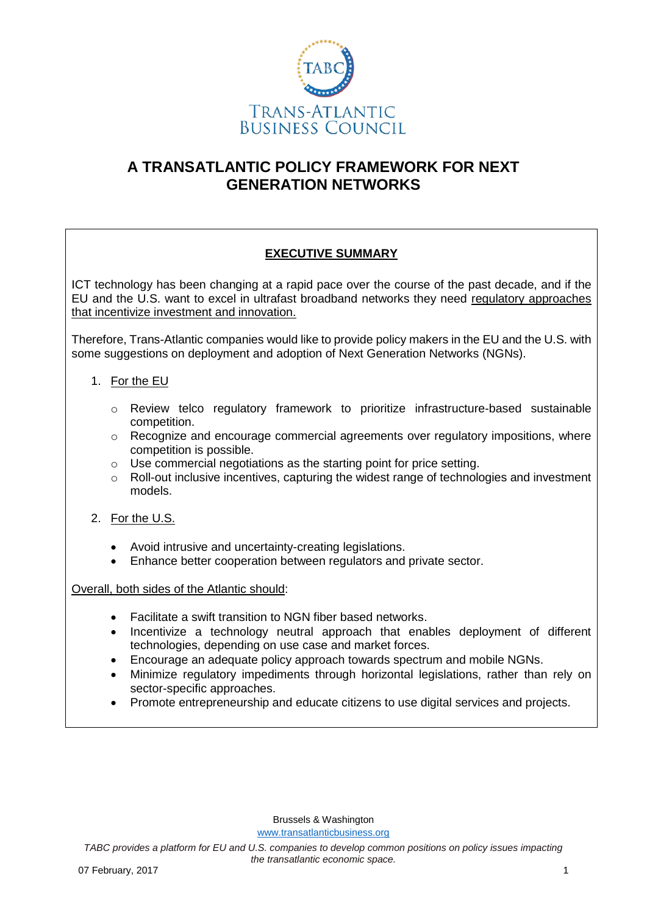TRANS-ATLANTIC BUSINESS COUNCIL

# A TRANSATLANTIC POLICY FRAMEWORK FOR NEXT GENERATION NETWORKS

## EXECUTIVE SUMMARY

ICT technology has been changing at a rapid pace over the course of the past decade, and if the EU and the U.S. want to excel in ultrafast broadband networks they need regulatory approaches that incentivize investment and innovation.

Therefore, Trans-Atlantic companies would like to provide policy makers in the EU and the U.S. with some suggestions on deployment and adoption of Next Generation Networks (NGNs).

1. For the EU
    - Review telco regulatory framework to prioritize infrastructure-based sustainable competition.
    - Recognize and encourage commercial agreements over regulatory impositions, where competition is possible.
    - Use commercial negotiations as the starting point for price setting.
    - Roll-out inclusive incentives, capturing the widest range of technologies and investment models.

2. For the U.S.
    - Avoid intrusive and uncertainty-creating legislations.
    - Enhance better cooperation between regulators and private sector.

Overall, both sides of the Atlantic should:

- Facilitate a swift transition to NGN fiber based networks.
- Incentivize a technology neutral approach that enables deployment of different technologies, depending on use case and market forces.
- Encourage an adequate policy approach towards spectrum and mobile NGNs.
- Minimize regulatory impediments through horizontal legislations, rather than rely on sector-specific approaches.
- Promote entrepreneurship and educate citizens to use digital services and projects.

Brussels & Washington
www.transatlanticbusiness.org

*TABC provides a platform for EU and U.S. companies to develop common positions on policy issues impacting the transatlantic economic space.*

07 February, 2017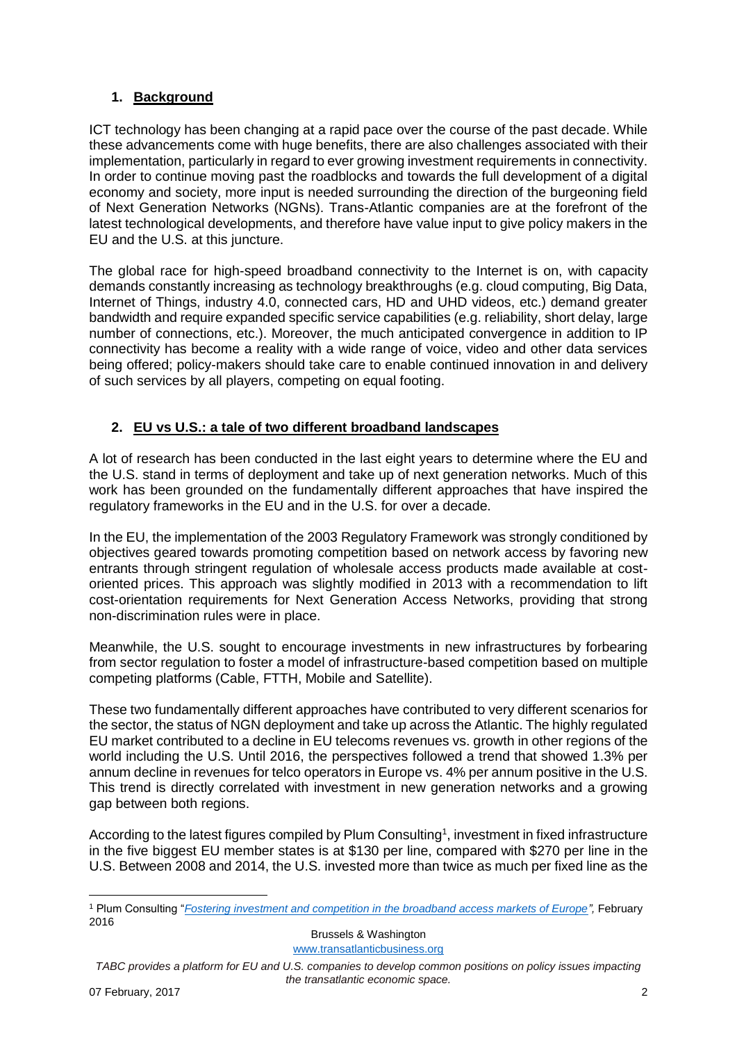## 1. Background

ICT technology has been changing at a rapid pace over the course of the past decade. While these advancements come with huge benefits, there are also challenges associated with their implementation, particularly in regard to ever growing investment requirements in connectivity. In order to continue moving past the roadblocks and towards the full development of a digital economy and society, more input is needed surrounding the direction of the burgeoning field of Next Generation Networks (NGNs). Trans-Atlantic companies are at the forefront of the latest technological developments, and therefore have value input to give policy makers in the EU and the U.S. at this juncture.

The global race for high-speed broadband connectivity to the Internet is on, with capacity demands constantly increasing as technology breakthroughs (e.g. cloud computing, Big Data, Internet of Things, industry 4.0, connected cars, HD and UHD videos, etc.) demand greater bandwidth and require expanded specific service capabilities (e.g. reliability, short delay, large number of connections, etc.). Moreover, the much anticipated convergence in addition to IP connectivity has become a reality with a wide range of voice, video and other data services being offered; policy-makers should take care to enable continued innovation in and delivery of such services by all players, competing on equal footing.

## 2. EU vs U.S.: a tale of two different broadband landscapes

A lot of research has been conducted in the last eight years to determine where the EU and the U.S. stand in terms of deployment and take up of next generation networks. Much of this work has been grounded on the fundamentally different approaches that have inspired the regulatory frameworks in the EU and in the U.S. for over a decade.

In the EU, the implementation of the 2003 Regulatory Framework was strongly conditioned by objectives geared towards promoting competition based on network access by favoring new entrants through stringent regulation of wholesale access products made available at cost-oriented prices. This approach was slightly modified in 2013 with a recommendation to lift cost-orientation requirements for Next Generation Access Networks, providing that strong non-discrimination rules were in place.

Meanwhile, the U.S. sought to encourage investments in new infrastructures by forbearing from sector regulation to foster a model of infrastructure-based competition based on multiple competing platforms (Cable, FTTH, Mobile and Satellite).

These two fundamentally different approaches have contributed to very different scenarios for the sector, the status of NGN deployment and take up across the Atlantic. The highly regulated EU market contributed to a decline in EU telecoms revenues vs. growth in other regions of the world including the U.S. Until 2016, the perspectives followed a trend that showed 1.3% per annum decline in revenues for telco operators in Europe vs. 4% per annum positive in the U.S. This trend is directly correlated with investment in new generation networks and a growing gap between both regions.

According to the latest figures compiled by Plum Consulting[1], investment in fixed infrastructure in the five biggest EU member states is at $130 per line, compared with $270 per line in the U.S. Between 2008 and 2014, the U.S. invested more than twice as much per fixed line as the

---

[1] Plum Consulting "*Fostering investment and competition in the broadband access markets of Europe*", February 2016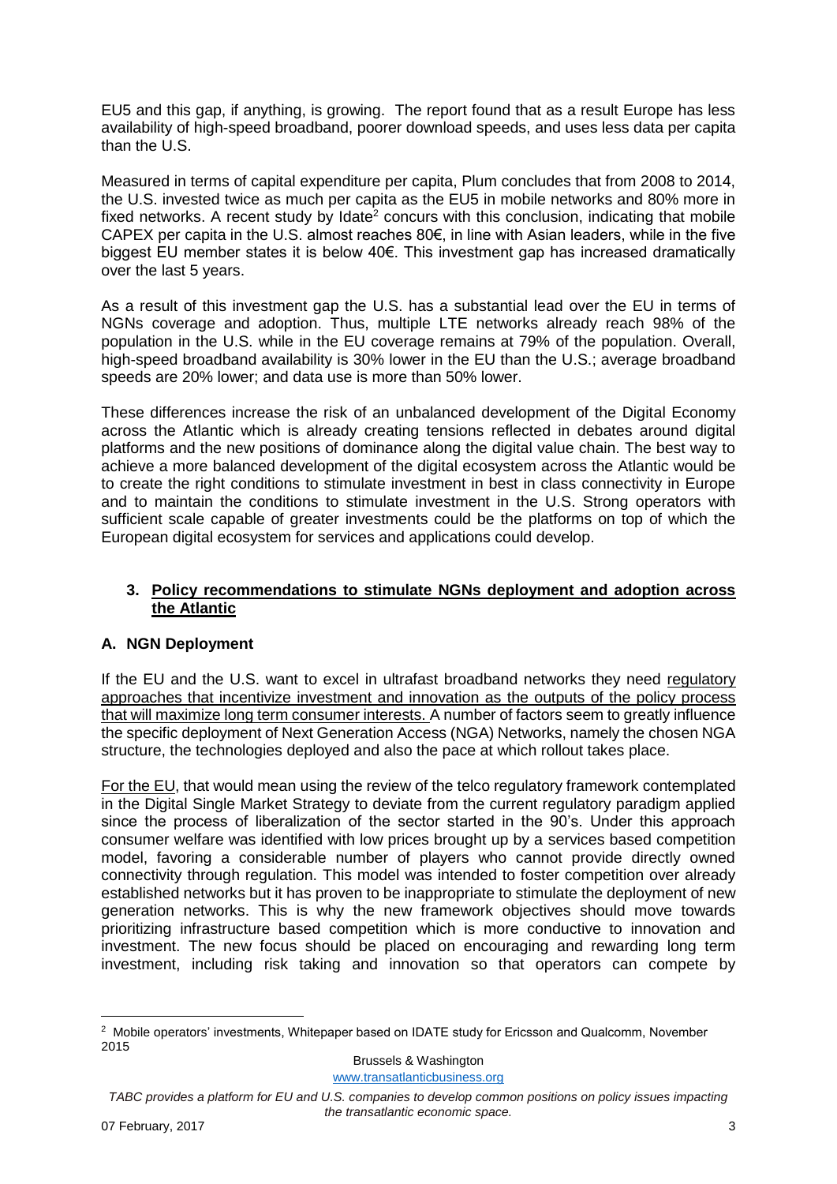EU5 and this gap, if anything, is growing. The report found that as a result Europe has less availability of high-speed broadband, poorer download speeds, and uses less data per capita than the U.S.

Measured in terms of capital expenditure per capita, Plum concludes that from 2008 to 2014, the U.S. invested twice as much per capita as the EU5 in mobile networks and 80% more in fixed networks. A recent study by Idate[2] concurs with this conclusion, indicating that mobile CAPEX per capita in the U.S. almost reaches 80€, in line with Asian leaders, while in the five biggest EU member states it is below 40€. This investment gap has increased dramatically over the last 5 years.

As a result of this investment gap the U.S. has a substantial lead over the EU in terms of NGNs coverage and adoption. Thus, multiple LTE networks already reach 98% of the population in the U.S. while in the EU coverage remains at 79% of the population. Overall, high-speed broadband availability is 30% lower in the EU than the U.S.; average broadband speeds are 20% lower; and data use is more than 50% lower.

These differences increase the risk of an unbalanced development of the Digital Economy across the Atlantic which is already creating tensions reflected in debates around digital platforms and the new positions of dominance along the digital value chain. The best way to achieve a more balanced development of the digital ecosystem across the Atlantic would be to create the right conditions to stimulate investment in best in class connectivity in Europe and to maintain the conditions to stimulate investment in the U.S. Strong operators with sufficient scale capable of greater investments could be the platforms on top of which the European digital ecosystem for services and applications could develop.

## 3. Policy recommendations to stimulate NGNs deployment and adoption across the Atlantic

### A. NGN Deployment

If the EU and the U.S. want to excel in ultrafast broadband networks they need regulatory approaches that incentivize investment and innovation as the outputs of the policy process that will maximize long term consumer interests. A number of factors seem to greatly influence the specific deployment of Next Generation Access (NGA) Networks, namely the chosen NGA structure, the technologies deployed and also the pace at which rollout takes place.

For the EU, that would mean using the review of the telco regulatory framework contemplated in the Digital Single Market Strategy to deviate from the current regulatory paradigm applied since the process of liberalization of the sector started in the 90's. Under this approach consumer welfare was identified with low prices brought up by a services based competition model, favoring a considerable number of players who cannot provide directly owned connectivity through regulation. This model was intended to foster competition over already established networks but it has proven to be inappropriate to stimulate the deployment of new generation networks. This is why the new framework objectives should move towards prioritizing infrastructure based competition which is more conductive to innovation and investment. The new focus should be placed on encouraging and rewarding long term investment, including risk taking and innovation so that operators can compete by

[2] Mobile operators' investments, Whitepaper based on IDATE study for Ericsson and Qualcomm, November 2015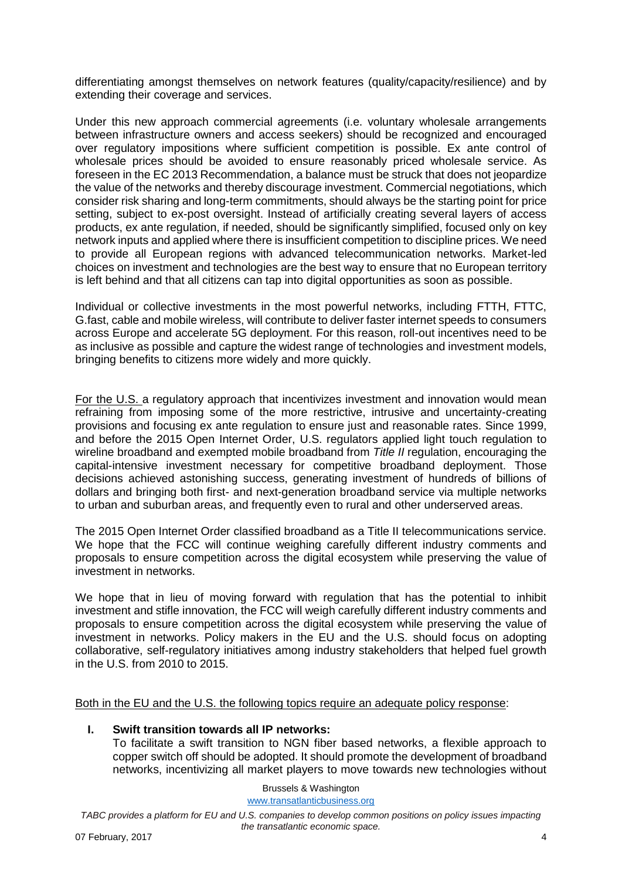differentiating amongst themselves on network features (quality/capacity/resilience) and by extending their coverage and services.

Under this new approach commercial agreements (i.e. voluntary wholesale arrangements between infrastructure owners and access seekers) should be recognized and encouraged over regulatory impositions where sufficient competition is possible. Ex ante control of wholesale prices should be avoided to ensure reasonably priced wholesale service. As foreseen in the EC 2013 Recommendation, a balance must be struck that does not jeopardize the value of the networks and thereby discourage investment. Commercial negotiations, which consider risk sharing and long-term commitments, should always be the starting point for price setting, subject to ex-post oversight. Instead of artificially creating several layers of access products, ex ante regulation, if needed, should be significantly simplified, focused only on key network inputs and applied where there is insufficient competition to discipline prices. We need to provide all European regions with advanced telecommunication networks. Market-led choices on investment and technologies are the best way to ensure that no European territory is left behind and that all citizens can tap into digital opportunities as soon as possible.

Individual or collective investments in the most powerful networks, including FTTH, FTTC, G.fast, cable and mobile wireless, will contribute to deliver faster internet speeds to consumers across Europe and accelerate 5G deployment. For this reason, roll-out incentives need to be as inclusive as possible and capture the widest range of technologies and investment models, bringing benefits to citizens more widely and more quickly.

For the U.S. a regulatory approach that incentivizes investment and innovation would mean refraining from imposing some of the more restrictive, intrusive and uncertainty-creating provisions and focusing ex ante regulation to ensure just and reasonable rates. Since 1999, and before the 2015 Open Internet Order, U.S. regulators applied light touch regulation to wireline broadband and exempted mobile broadband from *Title II* regulation, encouraging the capital-intensive investment necessary for competitive broadband deployment. Those decisions achieved astonishing success, generating investment of hundreds of billions of dollars and bringing both first- and next-generation broadband service via multiple networks to urban and suburban areas, and frequently even to rural and other underserved areas.

The 2015 Open Internet Order classified broadband as a Title II telecommunications service. We hope that the FCC will continue weighing carefully different industry comments and proposals to ensure competition across the digital ecosystem while preserving the value of investment in networks.

We hope that in lieu of moving forward with regulation that has the potential to inhibit investment and stifle innovation, the FCC will weigh carefully different industry comments and proposals to ensure competition across the digital ecosystem while preserving the value of investment in networks. Policy makers in the EU and the U.S. should focus on adopting collaborative, self-regulatory initiatives among industry stakeholders that helped fuel growth in the U.S. from 2010 to 2015.

Both in the EU and the U.S. the following topics require an adequate policy response:

**I. Swift transition towards all IP networks:**
To facilitate a swift transition to NGN fiber based networks, a flexible approach to copper switch off should be adopted. It should promote the development of broadband networks, incentivizing all market players to move towards new technologies without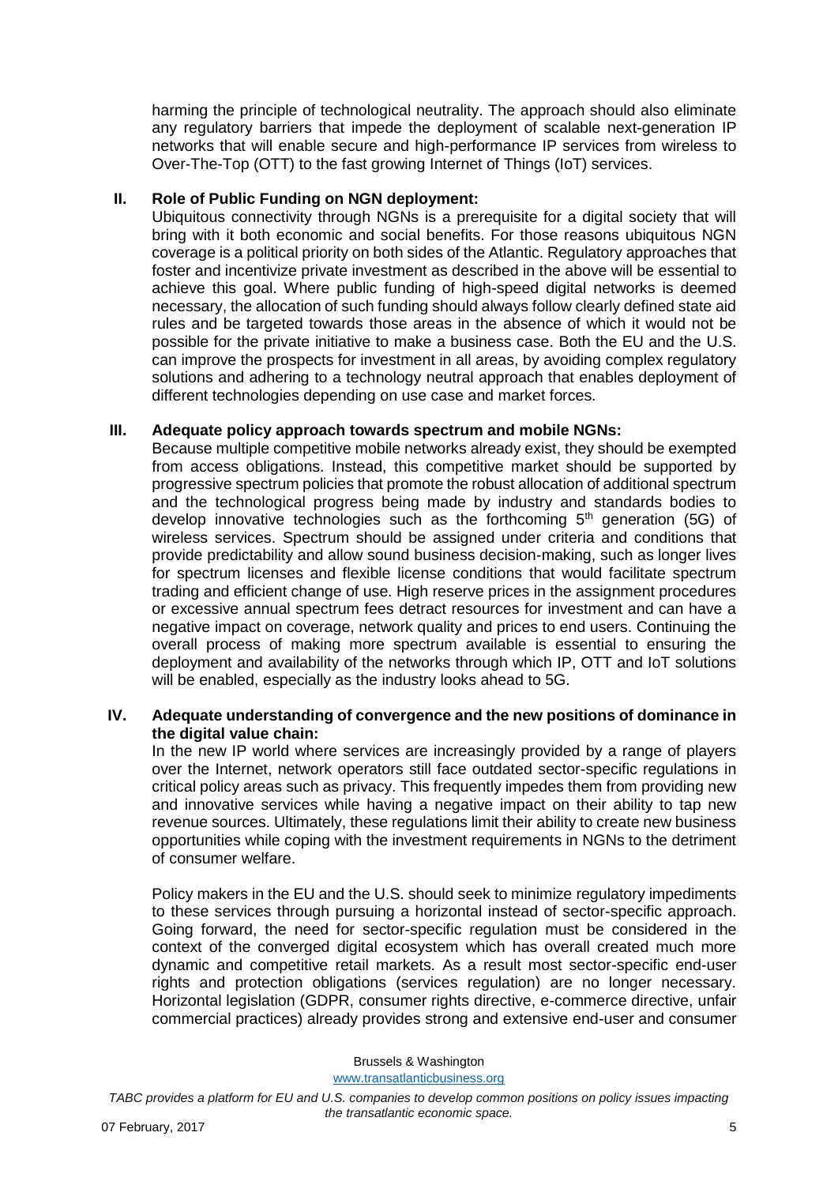harming the principle of technological neutrality. The approach should also eliminate any regulatory barriers that impede the deployment of scalable next-generation IP networks that will enable secure and high-performance IP services from wireless to Over-The-Top (OTT) to the fast growing Internet of Things (IoT) services.

**II. Role of Public Funding on NGN deployment:**

Ubiquitous connectivity through NGNs is a prerequisite for a digital society that will bring with it both economic and social benefits. For those reasons ubiquitous NGN coverage is a political priority on both sides of the Atlantic. Regulatory approaches that foster and incentivize private investment as described in the above will be essential to achieve this goal. Where public funding of high-speed digital networks is deemed necessary, the allocation of such funding should always follow clearly defined state aid rules and be targeted towards those areas in the absence of which it would not be possible for the private initiative to make a business case. Both the EU and the U.S. can improve the prospects for investment in all areas, by avoiding complex regulatory solutions and adhering to a technology neutral approach that enables deployment of different technologies depending on use case and market forces.

**III. Adequate policy approach towards spectrum and mobile NGNs:**

Because multiple competitive mobile networks already exist, they should be exempted from access obligations. Instead, this competitive market should be supported by progressive spectrum policies that promote the robust allocation of additional spectrum and the technological progress being made by industry and standards bodies to develop innovative technologies such as the forthcoming 5th generation (5G) of wireless services. Spectrum should be assigned under criteria and conditions that provide predictability and allow sound business decision-making, such as longer lives for spectrum licenses and flexible license conditions that would facilitate spectrum trading and efficient change of use. High reserve prices in the assignment procedures or excessive annual spectrum fees detract resources for investment and can have a negative impact on coverage, network quality and prices to end users. Continuing the overall process of making more spectrum available is essential to ensuring the deployment and availability of the networks through which IP, OTT and IoT solutions will be enabled, especially as the industry looks ahead to 5G.

**IV. Adequate understanding of convergence and the new positions of dominance in the digital value chain:**

In the new IP world where services are increasingly provided by a range of players over the Internet, network operators still face outdated sector-specific regulations in critical policy areas such as privacy. This frequently impedes them from providing new and innovative services while having a negative impact on their ability to tap new revenue sources. Ultimately, these regulations limit their ability to create new business opportunities while coping with the investment requirements in NGNs to the detriment of consumer welfare.

Policy makers in the EU and the U.S. should seek to minimize regulatory impediments to these services through pursuing a horizontal instead of sector-specific approach. Going forward, the need for sector-specific regulation must be considered in the context of the converged digital ecosystem which has overall created much more dynamic and competitive retail markets. As a result most sector-specific end-user rights and protection obligations (services regulation) are no longer necessary. Horizontal legislation (GDPR, consumer rights directive, e-commerce directive, unfair commercial practices) already provides strong and extensive end-user and consumer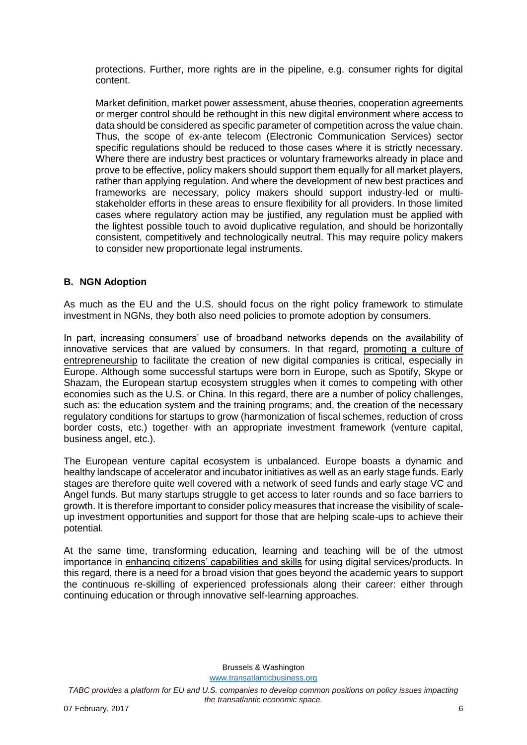protections. Further, more rights are in the pipeline, e.g. consumer rights for digital content.

Market definition, market power assessment, abuse theories, cooperation agreements or merger control should be rethought in this new digital environment where access to data should be considered as specific parameter of competition across the value chain. Thus, the scope of ex-ante telecom (Electronic Communication Services) sector specific regulations should be reduced to those cases where it is strictly necessary. Where there are industry best practices or voluntary frameworks already in place and prove to be effective, policy makers should support them equally for all market players, rather than applying regulation. And where the development of new best practices and frameworks are necessary, policy makers should support industry-led or multi-stakeholder efforts in these areas to ensure flexibility for all providers. In those limited cases where regulatory action may be justified, any regulation must be applied with the lightest possible touch to avoid duplicative regulation, and should be horizontally consistent, competitively and technologically neutral. This may require policy makers to consider new proportionate legal instruments.

### B. NGN Adoption

As much as the EU and the U.S. should focus on the right policy framework to stimulate investment in NGNs, they both also need policies to promote adoption by consumers.

In part, increasing consumers' use of broadband networks depends on the availability of innovative services that are valued by consumers. In that regard, promoting a culture of entrepreneurship to facilitate the creation of new digital companies is critical, especially in Europe. Although some successful startups were born in Europe, such as Spotify, Skype or Shazam, the European startup ecosystem struggles when it comes to competing with other economies such as the U.S. or China. In this regard, there are a number of policy challenges, such as: the education system and the training programs; and, the creation of the necessary regulatory conditions for startups to grow (harmonization of fiscal schemes, reduction of cross border costs, etc.) together with an appropriate investment framework (venture capital, business angel, etc.).

The European venture capital ecosystem is unbalanced. Europe boasts a dynamic and healthy landscape of accelerator and incubator initiatives as well as an early stage funds. Early stages are therefore quite well covered with a network of seed funds and early stage VC and Angel funds. But many startups struggle to get access to later rounds and so face barriers to growth. It is therefore important to consider policy measures that increase the visibility of scale-up investment opportunities and support for those that are helping scale-ups to achieve their potential.

At the same time, transforming education, learning and teaching will be of the utmost importance in enhancing citizens' capabilities and skills for using digital services/products. In this regard, there is a need for a broad vision that goes beyond the academic years to support the continuous re-skilling of experienced professionals along their career: either through continuing education or through innovative self-learning approaches.